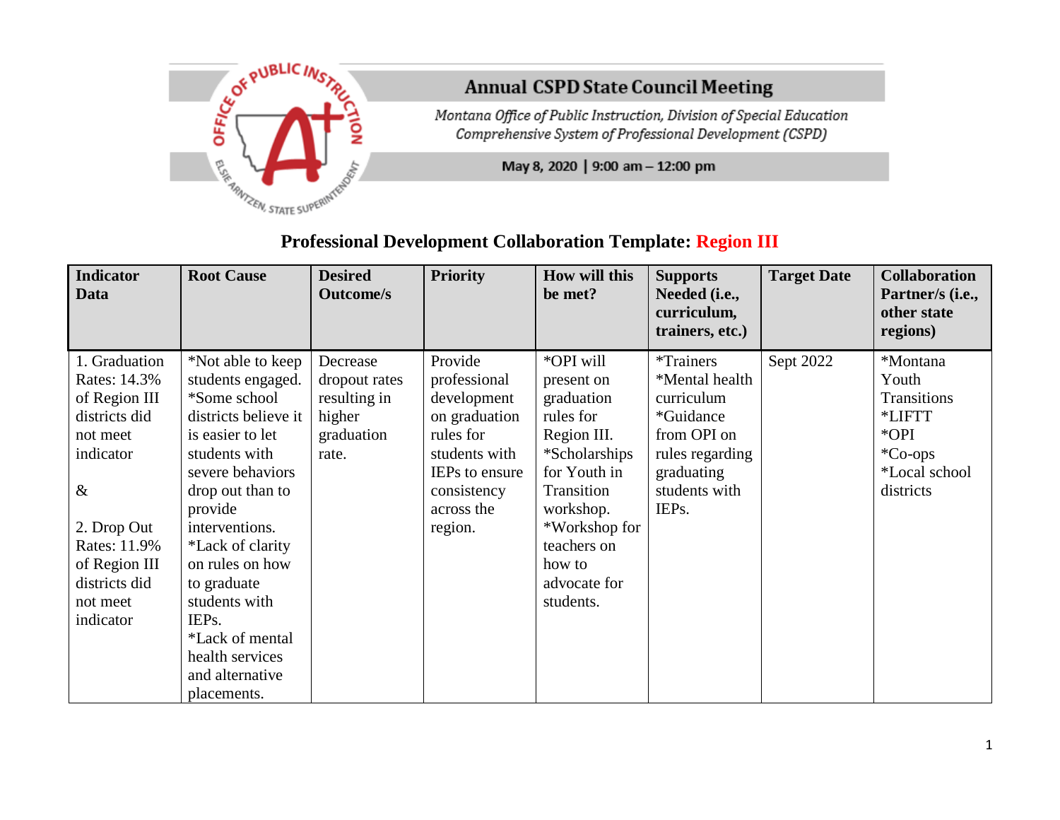# Annual CSPD State Council Meeting

*Montana Office of Public Instruction, Division of Special Education*
*Comprehensive System of Professional Development (CSPD)*

**May 8, 2020 | 9:00 am – 12:00 pm**

## Professional Development Collaboration Template: Region III

| Indicator Data | Root Cause | Desired Outcome/s | Priority | How will this be met? | Supports Needed (i.e., curriculum, trainers, etc.) | Target Date | Collaboration Partner/s (i.e., other state regions) |
|---|---|---|---|---|---|---|---|
| 1. Graduation Rates: 14.3% of Region III districts did not meet indicator<br><br>&<br><br>2. Drop Out Rates: 11.9% of Region III districts did not meet indicator | *Not able to keep students engaged.<br>*Some school districts believe it is easier to let students with severe behaviors drop out than to provide interventions.<br>*Lack of clarity on rules on how to graduate students with IEPs.<br>*Lack of mental health services and alternative placements. | Decrease dropout rates resulting in higher graduation rate. | Provide professional development on graduation rules for students with IEPs to ensure consistency across the region. | *OPI will present on graduation rules for Region III.<br>*Scholarships for Youth in Transition workshop.<br>*Workshop for teachers on how to advocate for students. | *Trainers<br>*Mental health curriculum<br>*Guidance from OPI on rules regarding graduating students with IEPs. | Sept 2022 | *Montana Youth Transitions<br>*LIFTT<br>*OPI<br>*Co-ops<br>*Local school districts |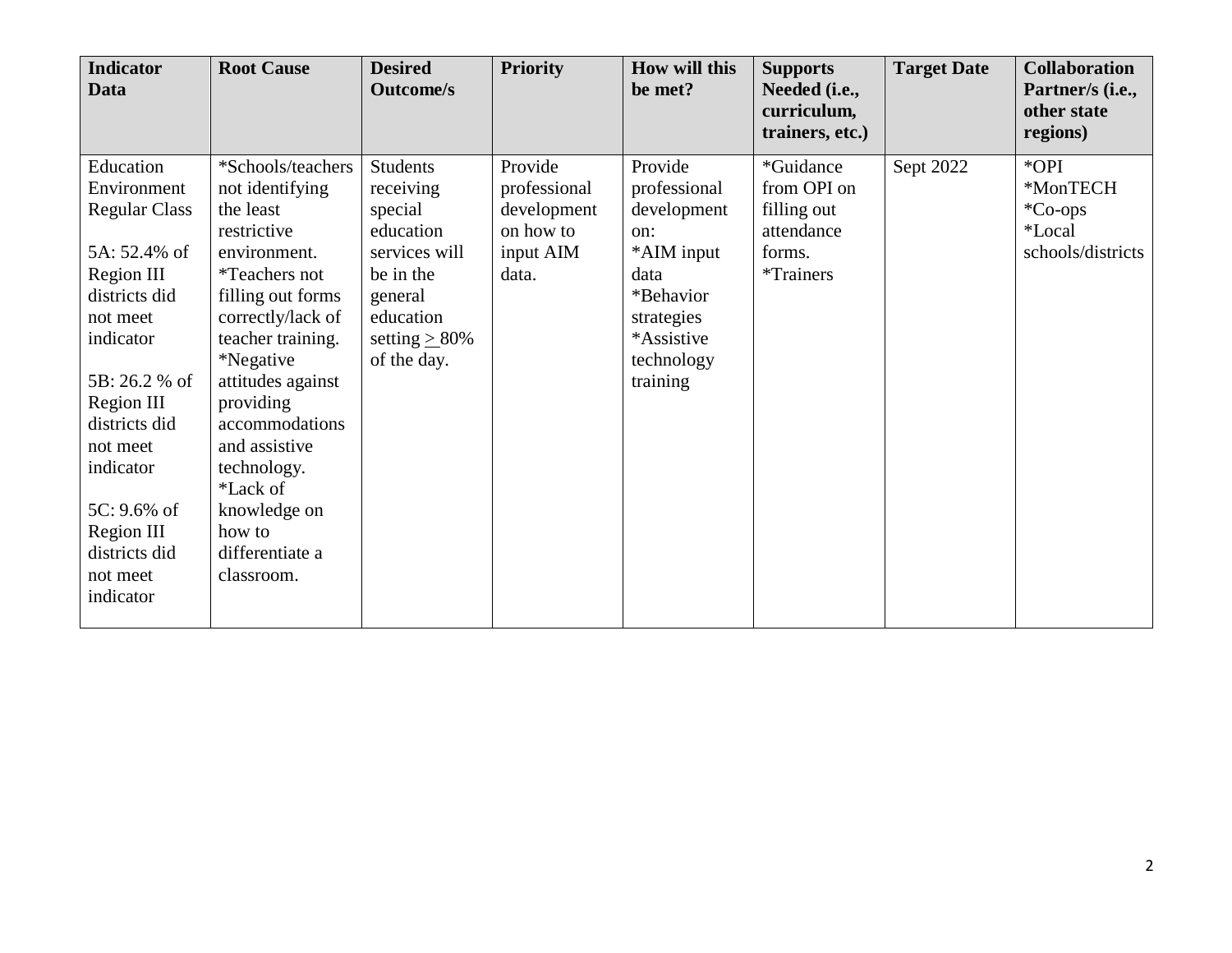| Indicator Data | Root Cause | Desired Outcome/s | Priority | How will this be met? | Supports Needed (i.e., curriculum, trainers, etc.) | Target Date | Collaboration Partner/s (i.e., other state regions) |
|---|---|---|---|---|---|---|---|
| Education Environment Regular Class<br><br>5A: 52.4% of Region III districts did not meet indicator<br><br>5B: 26.2 % of Region III districts did not meet indicator<br><br>5C: 9.6% of Region III districts did not meet indicator | *Schools/teachers not identifying the least restrictive environment.<br>*Teachers not filling out forms correctly/lack of teacher training.<br>*Negative attitudes against providing accommodations and assistive technology.<br>*Lack of knowledge on how to differentiate a classroom. | Students receiving special education services will be in the general education setting $\geq$ 80% of the day. | Provide professional development on how to input AIM data. | Provide professional development on:<br>*AIM input data<br>*Behavior strategies<br>*Assistive technology training | *Guidance from OPI on filling out attendance forms.<br>*Trainers | Sept 2022 | *OPI<br>*MonTECH<br>*Co-ops<br>*Local schools/districts |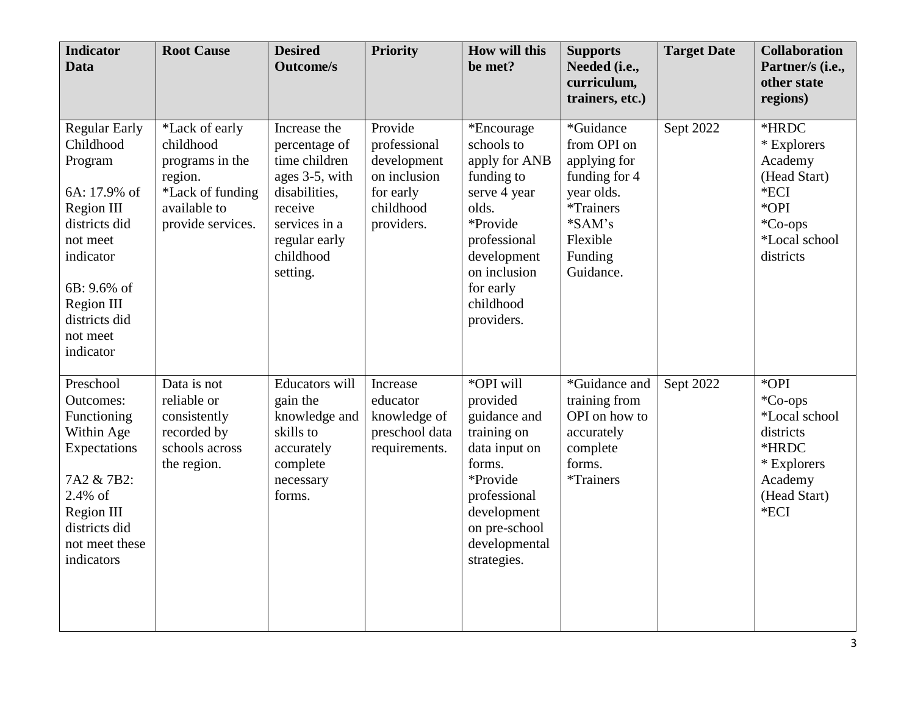| Indicator Data | Root Cause | Desired Outcome/s | Priority | How will this be met? | Supports Needed (i.e., curriculum, trainers, etc.) | Target Date | Collaboration Partner/s (i.e., other state regions) |
|---|---|---|---|---|---|---|---|
| Regular Early Childhood Program<br><br>6A: 17.9% of Region III districts did not meet indicator<br><br>6B: 9.6% of Region III districts did not meet indicator | *Lack of early childhood programs in the region.<br>*Lack of funding available to provide services. | Increase the percentage of time children ages 3-5, with disabilities, receive services in a regular early childhood setting. | Provide professional development on inclusion for early childhood providers. | *Encourage schools to apply for ANB funding to serve 4 year olds.<br>*Provide professional development on inclusion for early childhood providers. | *Guidance from OPI on applying for funding for 4 year olds.<br>*Trainers<br>*SAM's Flexible Funding Guidance. | Sept 2022 | *HRDC<br>* Explorers Academy (Head Start)<br>*ECI<br>*OPI<br>*Co-ops<br>*Local school districts |
| Preschool Outcomes: Functioning Within Age Expectations<br><br>7A2 & 7B2: 2.4% of Region III districts did not meet these indicators | Data is not reliable or consistently recorded by schools across the region. | Educators will gain the knowledge and skills to accurately complete necessary forms. | Increase educator knowledge of preschool data requirements. | *OPI will provided guidance and training on data input on forms.<br>*Provide professional development on pre-school developmental strategies. | *Guidance and training from OPI on how to accurately complete forms.<br>*Trainers | Sept 2022 | *OPI<br>*Co-ops<br>*Local school districts<br>*HRDC<br>* Explorers Academy (Head Start)<br>*ECI |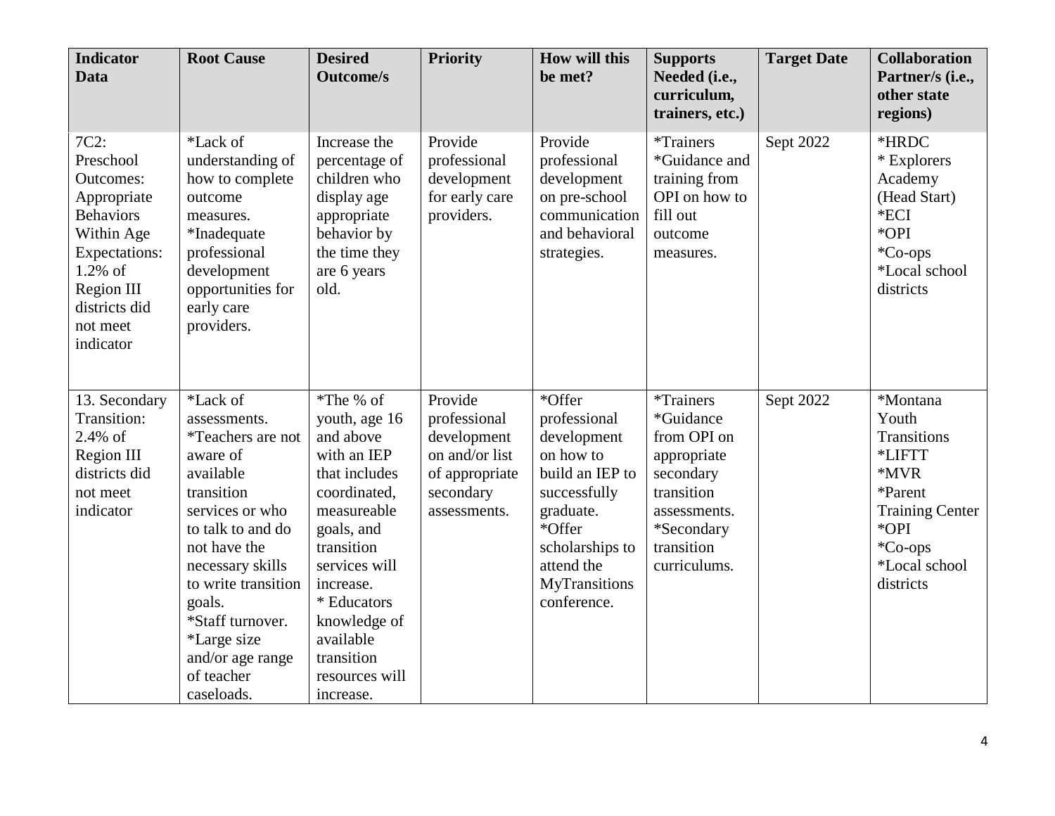| Indicator Data | Root Cause | Desired Outcome/s | Priority | How will this be met? | Supports Needed (i.e., curriculum, trainers, etc.) | Target Date | Collaboration Partner/s (i.e., other state regions) |
|---|---|---|---|---|---|---|---|
| 7C2: Preschool Outcomes: Appropriate Behaviors Within Age Expectations: 1.2% of Region III districts did not meet indicator | *Lack of understanding of how to complete outcome measures.<br>*Inadequate professional development opportunities for early care providers. | Increase the percentage of children who display age appropriate behavior by the time they are 6 years old. | Provide professional development for early care providers. | Provide professional development on pre-school communication and behavioral strategies. | *Trainers<br>*Guidance and training from OPI on how to fill out outcome measures. | Sept 2022 | *HRDC<br>* Explorers Academy (Head Start)<br>*ECI<br>*OPI<br>*Co-ops<br>*Local school districts |
| 13. Secondary Transition: 2.4% of Region III districts did not meet indicator | *Lack of assessments.<br>*Teachers are not aware of available transition services or who to talk to and do not have the necessary skills to write transition goals.<br>*Staff turnover.<br>*Large size and/or age range of teacher caseloads. | *The % of youth, age 16 and above with an IEP that includes coordinated, measureable goals, and transition services will increase.<br>* Educators knowledge of available transition resources will increase. | Provide professional development on and/or list of appropriate secondary assessments. | *Offer professional development on how to build an IEP to successfully graduate.<br>*Offer scholarships to attend the MyTransitions conference. | *Trainers<br>*Guidance from OPI on appropriate secondary transition assessments.<br>*Secondary transition curriculums. | Sept 2022 | *Montana Youth Transitions<br>*LIFTT<br>*MVR<br>*Parent Training Center<br>*OPI<br>*Co-ops<br>*Local school districts |